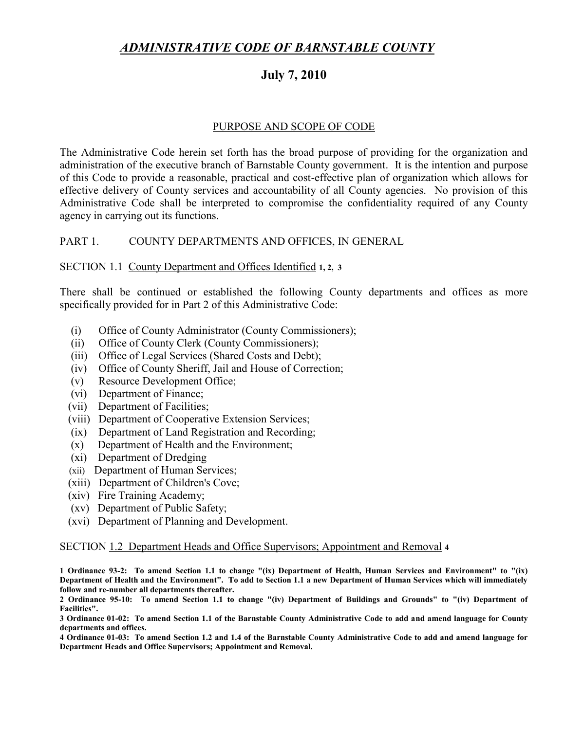# *ADMINISTRATIVE CODE OF BARNSTABLE COUNTY*

## July 7, 2010

### PURPOSE AND SCOPE OF CODE

The Administrative Code herein set forth has the broad purpose of providing for the organization and administration of the executive branch of Barnstable County government. It is the intention and purpose of this Code to provide a reasonable, practical and cost-effective plan of organization which allows for effective delivery of County services and accountability of all County agencies. No provision of this Administrative Code shall be interpreted to compromise the confidentiality required of any County agency in carrying out its functions.

## PART 1. COUNTY DEPARTMENTS AND OFFICES, IN GENERAL

### SECTION 1.1 County Department and Offices Identified [1, 2, 3]

There shall be continued or established the following County departments and offices as more specifically provided for in Part 2 of this Administrative Code:

- (i) Office of County Administrator (County Commissioners);
- (ii) Office of County Clerk (County Commissioners);
- (iii) Office of Legal Services (Shared Costs and Debt);
- (iv) Office of County Sheriff, Jail and House of Correction;
- (v) Resource Development Office;
- (vi) Department of Finance;
- (vii) Department of Facilities;
- (viii) Department of Cooperative Extension Services;
- (ix) Department of Land Registration and Recording;
- (x) Department of Health and the Environment;
- (xi) Department of Dredging
- (xii) Department of Human Services;
- (xiii) Department of Children's Cove;
- (xiv) Fire Training Academy;
- (xv) Department of Public Safety;
- (xvi) Department of Planning and Development.

### SECTION 1.2 Department Heads and Office Supervisors; Appointment and Removal [4]

**1 Ordinance 93-2: To amend Section 1.1 to change "(ix) Department of Health, Human Services and Environment" to "(ix) Department of Health and the Environment". To add to Section 1.1 a new Department of Human Services which will immediately follow and re-number all departments thereafter.**

**2 Ordinance 95-10: To amend Section 1.1 to change "(iv) Department of Buildings and Grounds" to "(iv) Department of Facilities".**

**3 Ordinance 01-02: To amend Section 1.1 of the Barnstable County Administrative Code to add and amend language for County departments and offices.**

**4 Ordinance 01-03: To amend Section 1.2 and 1.4 of the Barnstable County Administrative Code to add and amend language for Department Heads and Office Supervisors; Appointment and Removal.**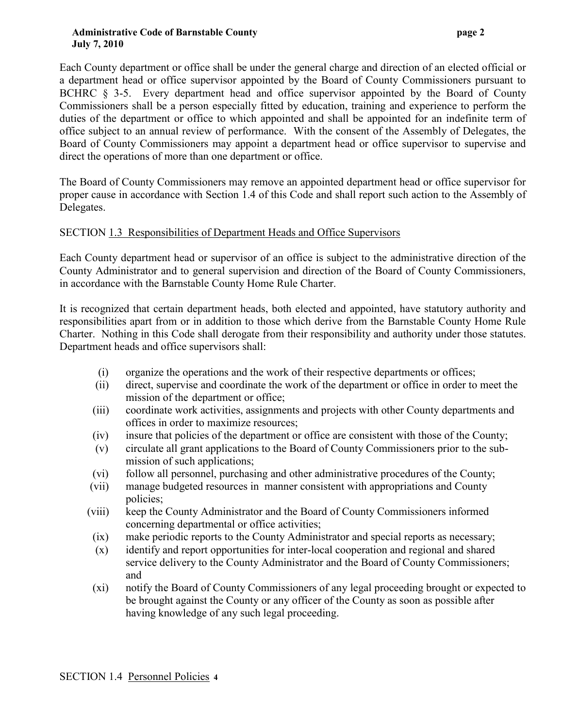Each County department or office shall be under the general charge and direction of an elected official or a department head or office supervisor appointed by the Board of County Commissioners pursuant to BCHRC § 3-5. Every department head and office supervisor appointed by the Board of County Commissioners shall be a person especially fitted by education, training and experience to perform the duties of the department or office to which appointed and shall be appointed for an indefinite term of office subject to an annual review of performance. With the consent of the Assembly of Delegates, the Board of County Commissioners may appoint a department head or office supervisor to supervise and direct the operations of more than one department or office.

The Board of County Commissioners may remove an appointed department head or office supervisor for proper cause in accordance with Section 1.4 of this Code and shall report such action to the Assembly of Delegates.

## SECTION 1.3 Responsibilities of Department Heads and Office Supervisors

Each County department head or supervisor of an office is subject to the administrative direction of the County Administrator and to general supervision and direction of the Board of County Commissioners, in accordance with the Barnstable County Home Rule Charter.

It is recognized that certain department heads, both elected and appointed, have statutory authority and responsibilities apart from or in addition to those which derive from the Barnstable County Home Rule Charter. Nothing in this Code shall derogate from their responsibility and authority under those statutes. Department heads and office supervisors shall:

- (i) organize the operations and the work of their respective departments or offices;
- (ii) direct, supervise and coordinate the work of the department or office in order to meet the mission of the department or office;
- (iii) coordinate work activities, assignments and projects with other County departments and offices in order to maximize resources;
- (iv) insure that policies of the department or office are consistent with those of the County;
- (v) circulate all grant applications to the Board of County Commissioners prior to the submission of such applications;
- (vi) follow all personnel, purchasing and other administrative procedures of the County;
- (vii) manage budgeted resources in manner consistent with appropriations and County policies;
- (viii) keep the County Administrator and the Board of County Commissioners informed concerning departmental or office activities;
- (ix) make periodic reports to the County Administrator and special reports as necessary;
- (x) identify and report opportunities for inter-local cooperation and regional and shared service delivery to the County Administrator and the Board of County Commissioners; and
- (xi) notify the Board of County Commissioners of any legal proceeding brought or expected to be brought against the County or any officer of the County as soon as possible after having knowledge of any such legal proceeding.

## SECTION 1.4 Personnel Policies [4]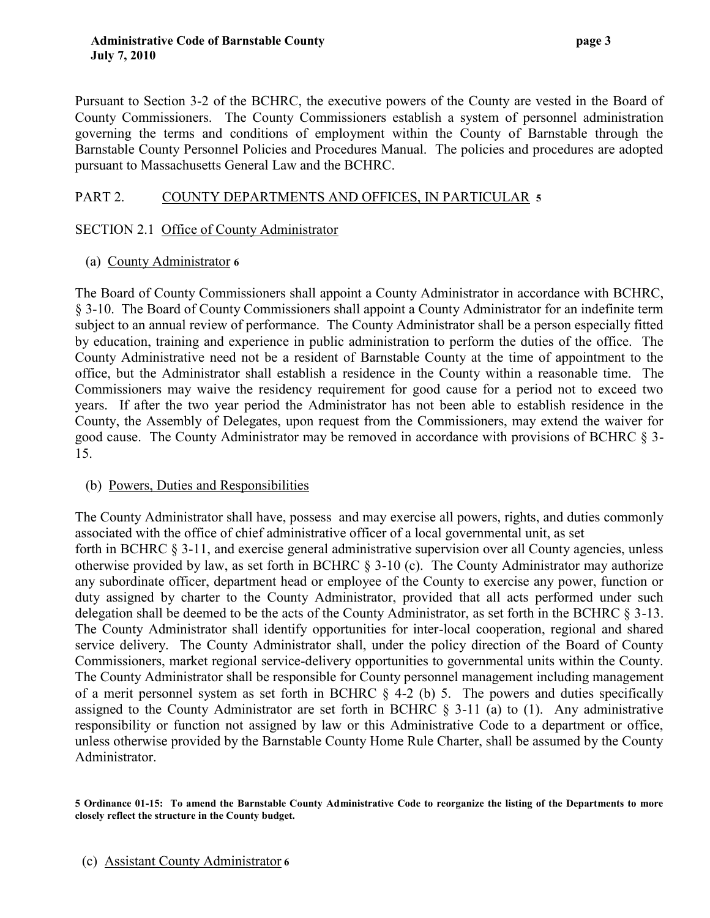Pursuant to Section 3-2 of the BCHRC, the executive powers of the County are vested in the Board of County Commissioners. The County Commissioners establish a system of personnel administration governing the terms and conditions of employment within the County of Barnstable through the Barnstable County Personnel Policies and Procedures Manual. The policies and procedures are adopted pursuant to Massachusetts General Law and the BCHRC.

## PART 2. COUNTY DEPARTMENTS AND OFFICES, IN PARTICULAR [5]

### SECTION 2.1 Office of County Administrator

(a) County Administrator [6]

The Board of County Commissioners shall appoint a County Administrator in accordance with BCHRC, § 3-10. The Board of County Commissioners shall appoint a County Administrator for an indefinite term subject to an annual review of performance. The County Administrator shall be a person especially fitted by education, training and experience in public administration to perform the duties of the office. The County Administrative need not be a resident of Barnstable County at the time of appointment to the office, but the Administrator shall establish a residence in the County within a reasonable time. The Commissioners may waive the residency requirement for good cause for a period not to exceed two years. If after the two year period the Administrator has not been able to establish residence in the County, the Assembly of Delegates, upon request from the Commissioners, may extend the waiver for good cause. The County Administrator may be removed in accordance with provisions of BCHRC § 3-15.

(b) Powers, Duties and Responsibilities

The County Administrator shall have, possess and may exercise all powers, rights, and duties commonly associated with the office of chief administrative officer of a local governmental unit, as set forth in BCHRC § 3-11, and exercise general administrative supervision over all County agencies, unless otherwise provided by law, as set forth in BCHRC § 3-10 (c). The County Administrator may authorize any subordinate officer, department head or employee of the County to exercise any power, function or duty assigned by charter to the County Administrator, provided that all acts performed under such delegation shall be deemed to be the acts of the County Administrator, as set forth in the BCHRC § 3-13. The County Administrator shall identify opportunities for inter-local cooperation, regional and shared service delivery. The County Administrator shall, under the policy direction of the Board of County Commissioners, market regional service-delivery opportunities to governmental units within the County. The County Administrator shall be responsible for County personnel management including management of a merit personnel system as set forth in BCHRC § 4-2 (b) 5. The powers and duties specifically assigned to the County Administrator are set forth in BCHRC § 3-11 (a) to (1). Any administrative responsibility or function not assigned by law or this Administrative Code to a department or office, unless otherwise provided by the Barnstable County Home Rule Charter, shall be assumed by the County Administrator.

**5 Ordinance 01-15: To amend the Barnstable County Administrative Code to reorganize the listing of the Departments to more closely reflect the structure in the County budget.**

(c) Assistant County Administrator [6]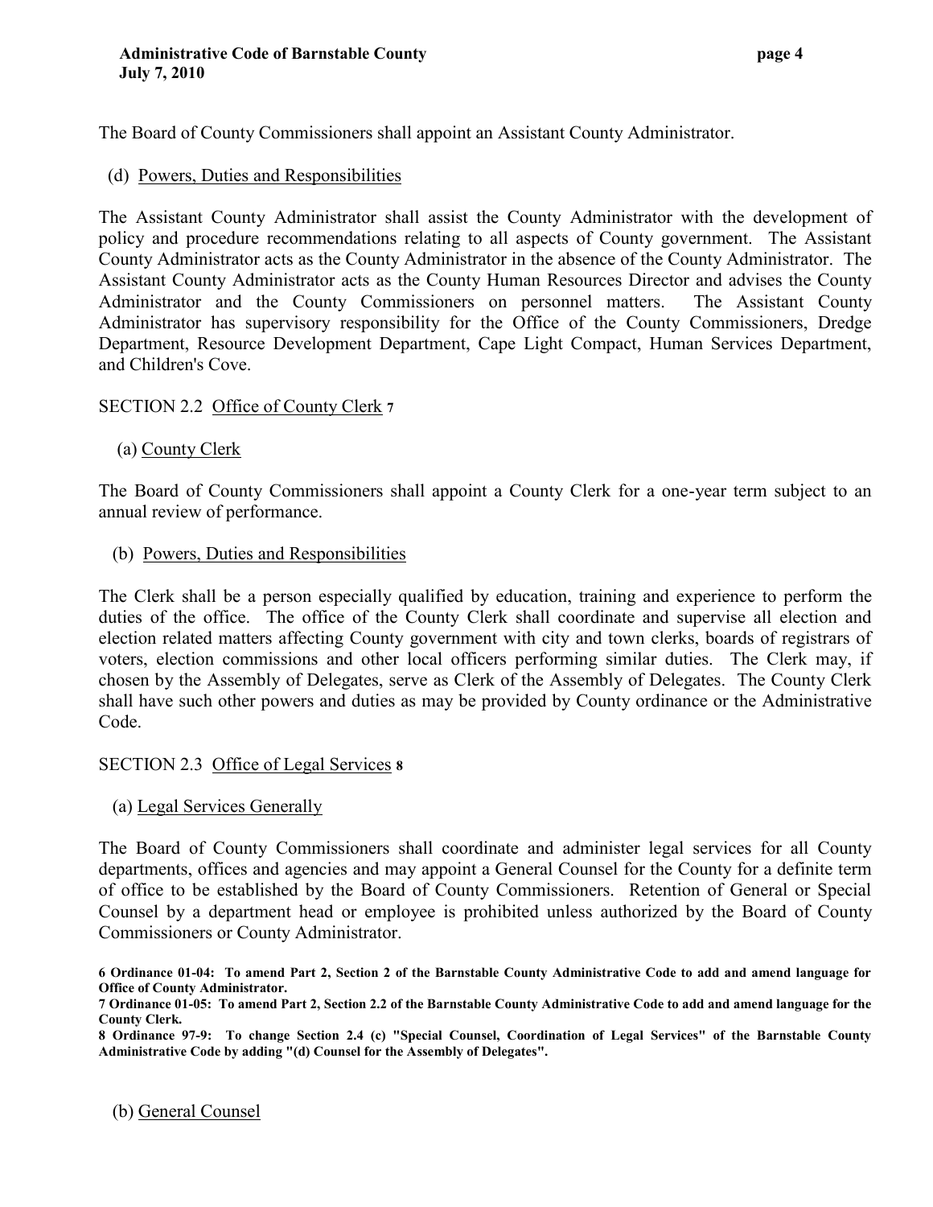The Board of County Commissioners shall appoint an Assistant County Administrator.

(d) Powers, Duties and Responsibilities

The Assistant County Administrator shall assist the County Administrator with the development of policy and procedure recommendations relating to all aspects of County government. The Assistant County Administrator acts as the County Administrator in the absence of the County Administrator. The Assistant County Administrator acts as the County Human Resources Director and advises the County Administrator and the County Commissioners on personnel matters. The Assistant County Administrator has supervisory responsibility for the Office of the County Commissioners, Dredge Department, Resource Development Department, Cape Light Compact, Human Services Department, and Children's Cove.

## SECTION 2.2 Office of County Clerk [7]

(a) County Clerk

The Board of County Commissioners shall appoint a County Clerk for a one-year term subject to an annual review of performance.

(b) Powers, Duties and Responsibilities

The Clerk shall be a person especially qualified by education, training and experience to perform the duties of the office. The office of the County Clerk shall coordinate and supervise all election and election related matters affecting County government with city and town clerks, boards of registrars of voters, election commissions and other local officers performing similar duties. The Clerk may, if chosen by the Assembly of Delegates, serve as Clerk of the Assembly of Delegates. The County Clerk shall have such other powers and duties as may be provided by County ordinance or the Administrative Code.

## SECTION 2.3 Office of Legal Services [8]

(a) Legal Services Generally

The Board of County Commissioners shall coordinate and administer legal services for all County departments, offices and agencies and may appoint a General Counsel for the County for a definite term of office to be established by the Board of County Commissioners. Retention of General or Special Counsel by a department head or employee is prohibited unless authorized by the Board of County Commissioners or County Administrator.

**6 Ordinance 01-04: To amend Part 2, Section 2 of the Barnstable County Administrative Code to add and amend language for Office of County Administrator.**

**7 Ordinance 01-05: To amend Part 2, Section 2.2 of the Barnstable County Administrative Code to add and amend language for the County Clerk.**

**8 Ordinance 97-9: To change Section 2.4 (c) "Special Counsel, Coordination of Legal Services" of the Barnstable County Administrative Code by adding "(d) Counsel for the Assembly of Delegates".**

(b) General Counsel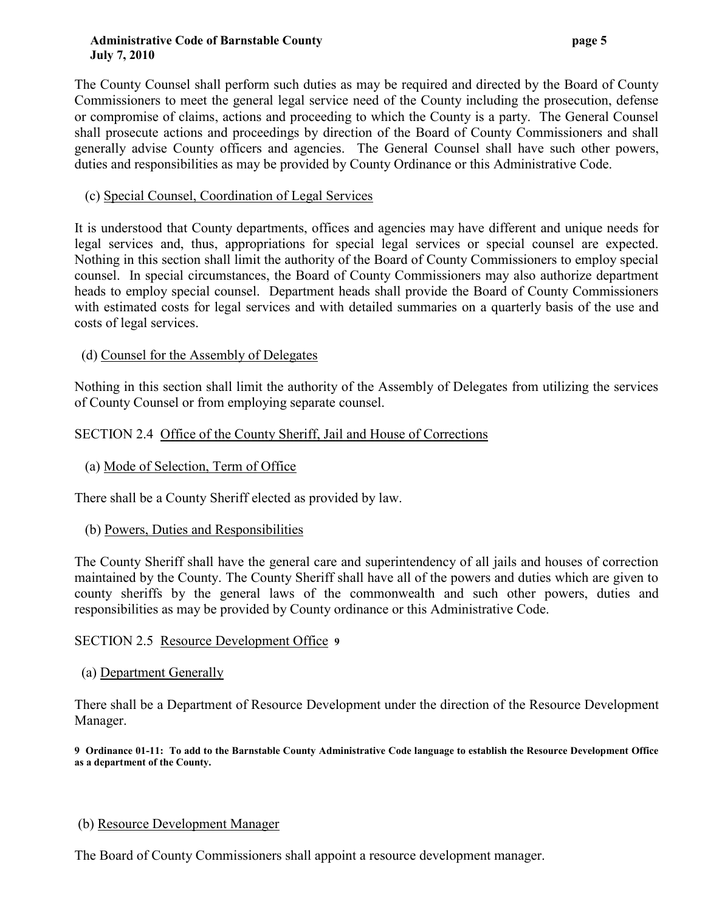The County Counsel shall perform such duties as may be required and directed by the Board of County Commissioners to meet the general legal service need of the County including the prosecution, defense or compromise of claims, actions and proceeding to which the County is a party. The General Counsel shall prosecute actions and proceedings by direction of the Board of County Commissioners and shall generally advise County officers and agencies. The General Counsel shall have such other powers, duties and responsibilities as may be provided by County Ordinance or this Administrative Code.

(c) Special Counsel, Coordination of Legal Services

It is understood that County departments, offices and agencies may have different and unique needs for legal services and, thus, appropriations for special legal services or special counsel are expected. Nothing in this section shall limit the authority of the Board of County Commissioners to employ special counsel. In special circumstances, the Board of County Commissioners may also authorize department heads to employ special counsel. Department heads shall provide the Board of County Commissioners with estimated costs for legal services and with detailed summaries on a quarterly basis of the use and costs of legal services.

(d) Counsel for the Assembly of Delegates

Nothing in this section shall limit the authority of the Assembly of Delegates from utilizing the services of County Counsel or from employing separate counsel.

SECTION 2.4 Office of the County Sheriff, Jail and House of Corrections

(a) Mode of Selection, Term of Office

There shall be a County Sheriff elected as provided by law.

(b) Powers, Duties and Responsibilities

The County Sheriff shall have the general care and superintendency of all jails and houses of correction maintained by the County. The County Sheriff shall have all of the powers and duties which are given to county sheriffs by the general laws of the commonwealth and such other powers, duties and responsibilities as may be provided by County ordinance or this Administrative Code.

SECTION 2.5 Resource Development Office [9]

(a) Department Generally

There shall be a Department of Resource Development under the direction of the Resource Development Manager.

**9 Ordinance 01-11: To add to the Barnstable County Administrative Code language to establish the Resource Development Office as a department of the County.**

(b) Resource Development Manager

The Board of County Commissioners shall appoint a resource development manager.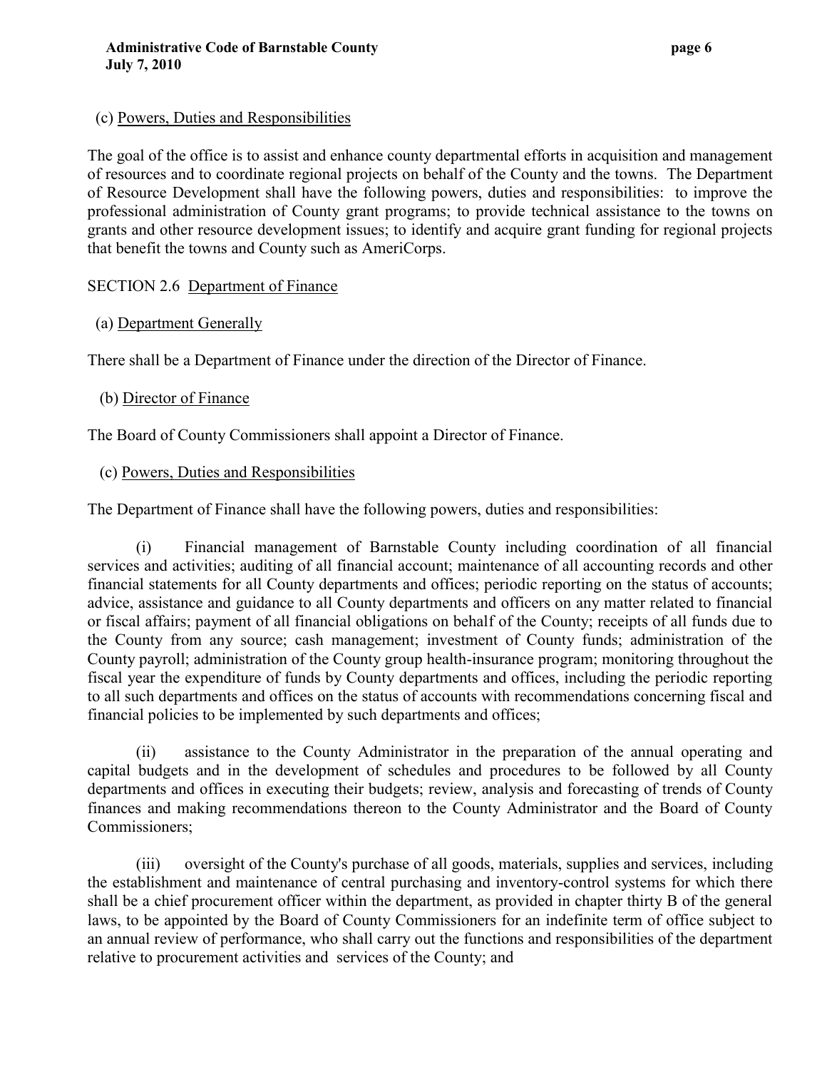(c) Powers, Duties and Responsibilities

The goal of the office is to assist and enhance county departmental efforts in acquisition and management of resources and to coordinate regional projects on behalf of the County and the towns. The Department of Resource Development shall have the following powers, duties and responsibilities: to improve the professional administration of County grant programs; to provide technical assistance to the towns on grants and other resource development issues; to identify and acquire grant funding for regional projects that benefit the towns and County such as AmeriCorps.

SECTION 2.6 Department of Finance

(a) Department Generally

There shall be a Department of Finance under the direction of the Director of Finance.

(b) Director of Finance

The Board of County Commissioners shall appoint a Director of Finance.

(c) Powers, Duties and Responsibilities

The Department of Finance shall have the following powers, duties and responsibilities:

(i) Financial management of Barnstable County including coordination of all financial services and activities; auditing of all financial account; maintenance of all accounting records and other financial statements for all County departments and offices; periodic reporting on the status of accounts; advice, assistance and guidance to all County departments and officers on any matter related to financial or fiscal affairs; payment of all financial obligations on behalf of the County; receipts of all funds due to the County from any source; cash management; investment of County funds; administration of the County payroll; administration of the County group health-insurance program; monitoring throughout the fiscal year the expenditure of funds by County departments and offices, including the periodic reporting to all such departments and offices on the status of accounts with recommendations concerning fiscal and financial policies to be implemented by such departments and offices;

(ii) assistance to the County Administrator in the preparation of the annual operating and capital budgets and in the development of schedules and procedures to be followed by all County departments and offices in executing their budgets; review, analysis and forecasting of trends of County finances and making recommendations thereon to the County Administrator and the Board of County Commissioners;

(iii) oversight of the County's purchase of all goods, materials, supplies and services, including the establishment and maintenance of central purchasing and inventory-control systems for which there shall be a chief procurement officer within the department, as provided in chapter thirty B of the general laws, to be appointed by the Board of County Commissioners for an indefinite term of office subject to an annual review of performance, who shall carry out the functions and responsibilities of the department relative to procurement activities and services of the County; and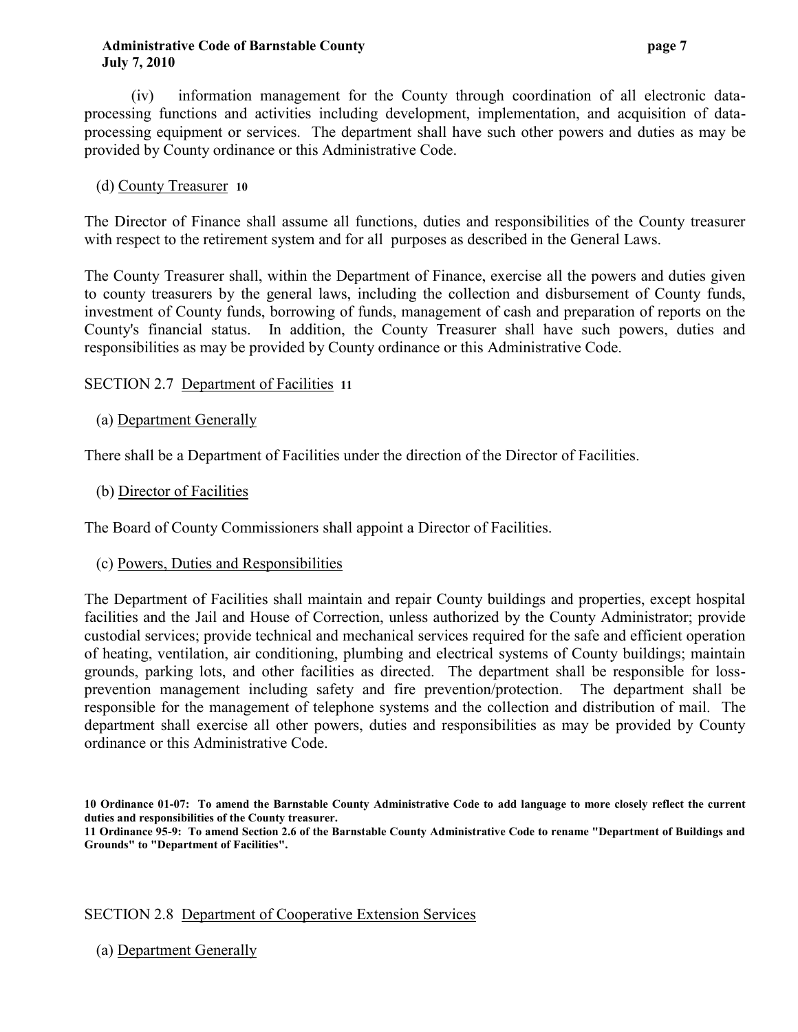(iv) information management for the County through coordination of all electronic data-processing functions and activities including development, implementation, and acquisition of data-processing equipment or services. The department shall have such other powers and duties as may be provided by County ordinance or this Administrative Code.

(d) County Treasurer [10]

The Director of Finance shall assume all functions, duties and responsibilities of the County treasurer with respect to the retirement system and for all purposes as described in the General Laws.

The County Treasurer shall, within the Department of Finance, exercise all the powers and duties given to county treasurers by the general laws, including the collection and disbursement of County funds, investment of County funds, borrowing of funds, management of cash and preparation of reports on the County's financial status. In addition, the County Treasurer shall have such powers, duties and responsibilities as may be provided by County ordinance or this Administrative Code.

SECTION 2.7 Department of Facilities [11]

(a) Department Generally

There shall be a Department of Facilities under the direction of the Director of Facilities.

(b) Director of Facilities

The Board of County Commissioners shall appoint a Director of Facilities.

(c) Powers, Duties and Responsibilities

The Department of Facilities shall maintain and repair County buildings and properties, except hospital facilities and the Jail and House of Correction, unless authorized by the County Administrator; provide custodial services; provide technical and mechanical services required for the safe and efficient operation of heating, ventilation, air conditioning, plumbing and electrical systems of County buildings; maintain grounds, parking lots, and other facilities as directed. The department shall be responsible for loss-prevention management including safety and fire prevention/protection. The department shall be responsible for the management of telephone systems and the collection and distribution of mail. The department shall exercise all other powers, duties and responsibilities as may be provided by County ordinance or this Administrative Code.

**10 Ordinance 01-07: To amend the Barnstable County Administrative Code to add language to more closely reflect the current duties and responsibilities of the County treasurer.**
**11 Ordinance 95-9: To amend Section 2.6 of the Barnstable County Administrative Code to rename "Department of Buildings and Grounds" to "Department of Facilities".**

SECTION 2.8 Department of Cooperative Extension Services

(a) Department Generally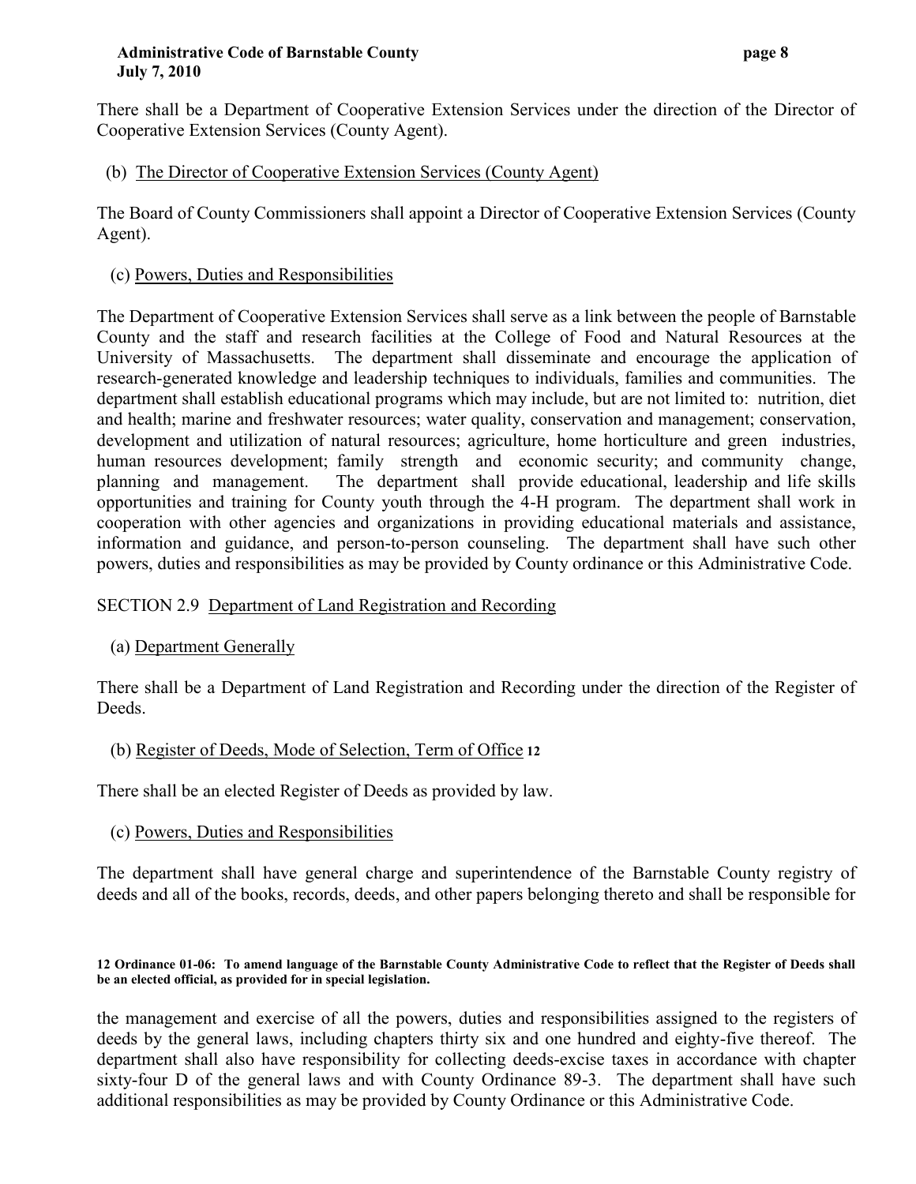There shall be a Department of Cooperative Extension Services under the direction of the Director of Cooperative Extension Services (County Agent).

(b) The Director of Cooperative Extension Services (County Agent)

The Board of County Commissioners shall appoint a Director of Cooperative Extension Services (County Agent).

(c) Powers, Duties and Responsibilities

The Department of Cooperative Extension Services shall serve as a link between the people of Barnstable County and the staff and research facilities at the College of Food and Natural Resources at the University of Massachusetts. The department shall disseminate and encourage the application of research-generated knowledge and leadership techniques to individuals, families and communities. The department shall establish educational programs which may include, but are not limited to: nutrition, diet and health; marine and freshwater resources; water quality, conservation and management; conservation, development and utilization of natural resources; agriculture, home horticulture and green industries, human resources development; family strength and economic security; and community change, planning and management. The department shall provide educational, leadership and life skills opportunities and training for County youth through the 4-H program. The department shall work in cooperation with other agencies and organizations in providing educational materials and assistance, information and guidance, and person-to-person counseling. The department shall have such other powers, duties and responsibilities as may be provided by County ordinance or this Administrative Code.

## SECTION 2.9 Department of Land Registration and Recording

(a) Department Generally

There shall be a Department of Land Registration and Recording under the direction of the Register of Deeds.

(b) Register of Deeds, Mode of Selection, Term of Office [12]

There shall be an elected Register of Deeds as provided by law.

(c) Powers, Duties and Responsibilities

The department shall have general charge and superintendence of the Barnstable County registry of deeds and all of the books, records, deeds, and other papers belonging thereto and shall be responsible for the management and exercise of all the powers, duties and responsibilities assigned to the registers of deeds by the general laws, including chapters thirty six and one hundred and eighty-five thereof. The department shall also have responsibility for collecting deeds-excise taxes in accordance with chapter sixty-four D of the general laws and with County Ordinance 89-3. The department shall have such additional responsibilities as may be provided by County Ordinance or this Administrative Code.

**12 Ordinance 01-06: To amend language of the Barnstable County Administrative Code to reflect that the Register of Deeds shall be an elected official, as provided for in special legislation.**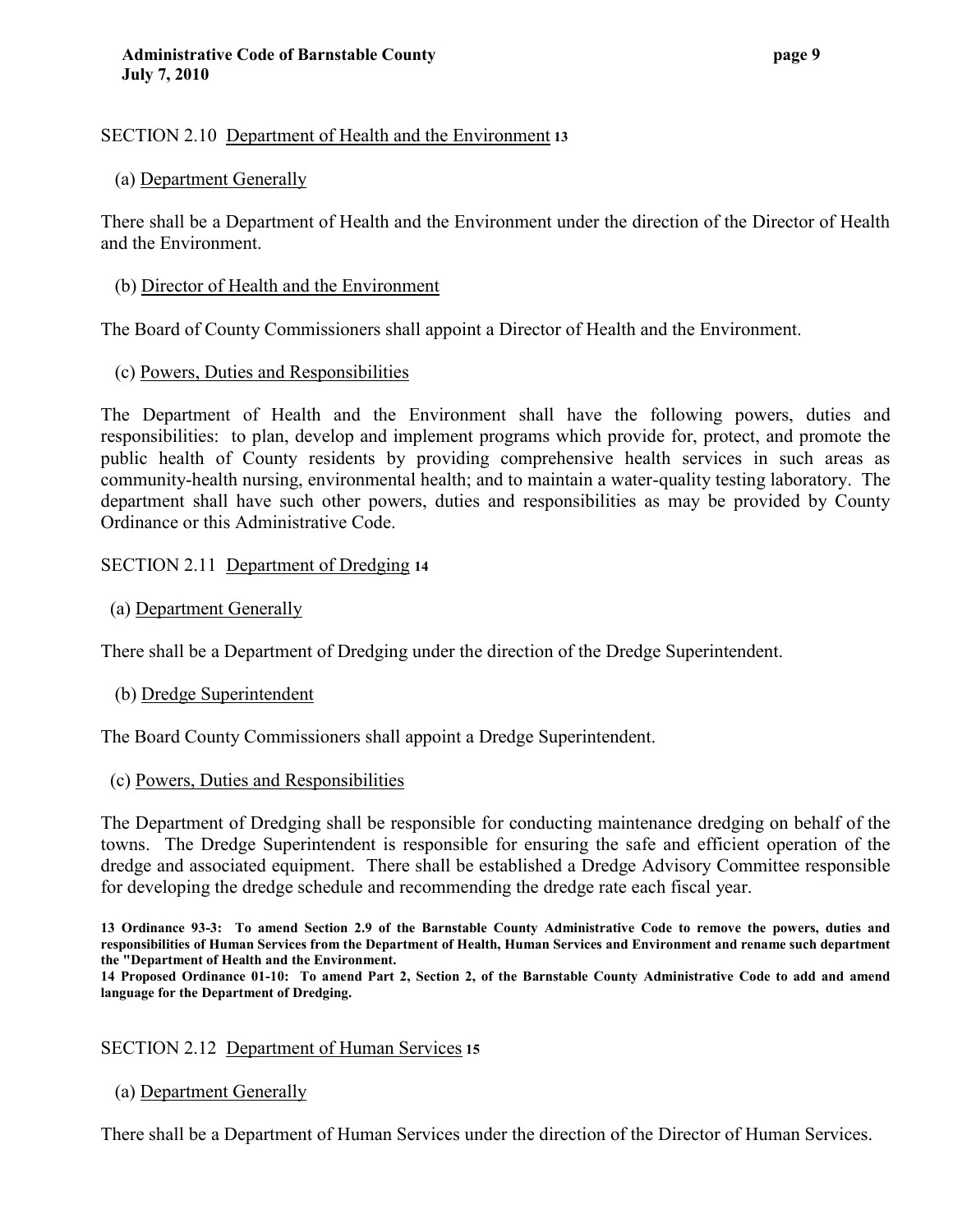SECTION 2.10 Department of Health and the Environment [13]

(a) Department Generally

There shall be a Department of Health and the Environment under the direction of the Director of Health and the Environment.

(b) Director of Health and the Environment

The Board of County Commissioners shall appoint a Director of Health and the Environment.

(c) Powers, Duties and Responsibilities

The Department of Health and the Environment shall have the following powers, duties and responsibilities: to plan, develop and implement programs which provide for, protect, and promote the public health of County residents by providing comprehensive health services in such areas as community-health nursing, environmental health; and to maintain a water-quality testing laboratory. The department shall have such other powers, duties and responsibilities as may be provided by County Ordinance or this Administrative Code.

SECTION 2.11 Department of Dredging [14]

(a) Department Generally

There shall be a Department of Dredging under the direction of the Dredge Superintendent.

(b) Dredge Superintendent

The Board County Commissioners shall appoint a Dredge Superintendent.

(c) Powers, Duties and Responsibilities

The Department of Dredging shall be responsible for conducting maintenance dredging on behalf of the towns. The Dredge Superintendent is responsible for ensuring the safe and efficient operation of the dredge and associated equipment. There shall be established a Dredge Advisory Committee responsible for developing the dredge schedule and recommending the dredge rate each fiscal year.

**13 Ordinance 93-3: To amend Section 2.9 of the Barnstable County Administrative Code to remove the powers, duties and responsibilities of Human Services from the Department of Health, Human Services and Environment and rename such department the "Department of Health and the Environment.**

**14 Proposed Ordinance 01-10: To amend Part 2, Section 2, of the Barnstable County Administrative Code to add and amend language for the Department of Dredging.**

SECTION 2.12 Department of Human Services [15]

(a) Department Generally

There shall be a Department of Human Services under the direction of the Director of Human Services.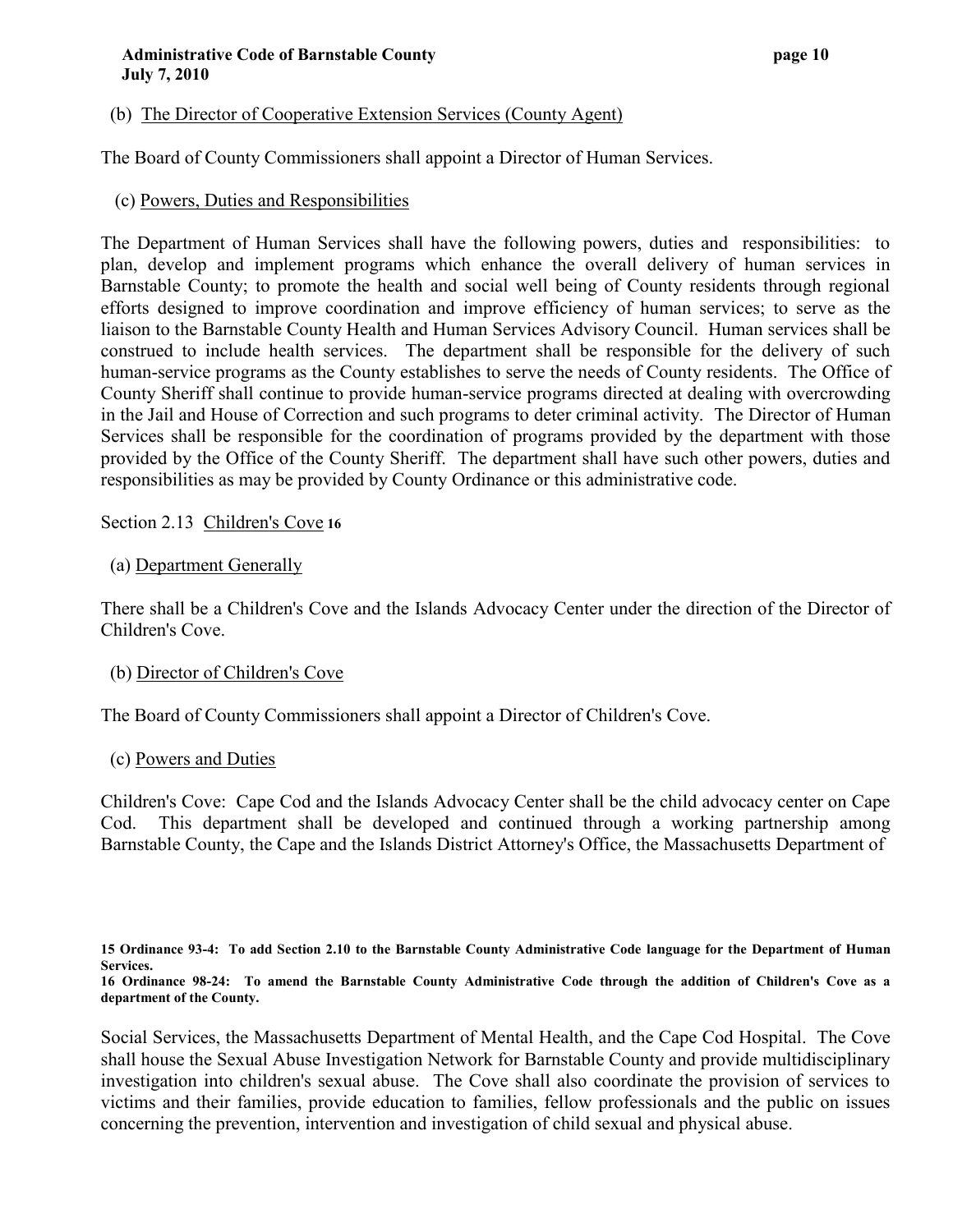(b) The Director of Cooperative Extension Services (County Agent)

The Board of County Commissioners shall appoint a Director of Human Services.

(c) Powers, Duties and Responsibilities

The Department of Human Services shall have the following powers, duties and responsibilities: to plan, develop and implement programs which enhance the overall delivery of human services in Barnstable County; to promote the health and social well being of County residents through regional efforts designed to improve coordination and improve efficiency of human services; to serve as the liaison to the Barnstable County Health and Human Services Advisory Council. Human services shall be construed to include health services. The department shall be responsible for the delivery of such human-service programs as the County establishes to serve the needs of County residents. The Office of County Sheriff shall continue to provide human-service programs directed at dealing with overcrowding in the Jail and House of Correction and such programs to deter criminal activity. The Director of Human Services shall be responsible for the coordination of programs provided by the department with those provided by the Office of the County Sheriff. The department shall have such other powers, duties and responsibilities as may be provided by County Ordinance or this administrative code.

Section 2.13 Children's Cove [16]

(a) Department Generally

There shall be a Children's Cove and the Islands Advocacy Center under the direction of the Director of Children's Cove.

(b) Director of Children's Cove

The Board of County Commissioners shall appoint a Director of Children's Cove.

(c) Powers and Duties

Children's Cove: Cape Cod and the Islands Advocacy Center shall be the child advocacy center on Cape Cod. This department shall be developed and continued through a working partnership among Barnstable County, the Cape and the Islands District Attorney's Office, the Massachusetts Department of Social Services, the Massachusetts Department of Mental Health, and the Cape Cod Hospital. The Cove shall house the Sexual Abuse Investigation Network for Barnstable County and provide multidisciplinary investigation into children's sexual abuse. The Cove shall also coordinate the provision of services to victims and their families, provide education to families, fellow professionals and the public on issues concerning the prevention, intervention and investigation of child sexual and physical abuse.

**15 Ordinance 93-4: To add Section 2.10 to the Barnstable County Administrative Code language for the Department of Human Services.**

**16 Ordinance 98-24: To amend the Barnstable County Administrative Code through the addition of Children's Cove as a department of the County.**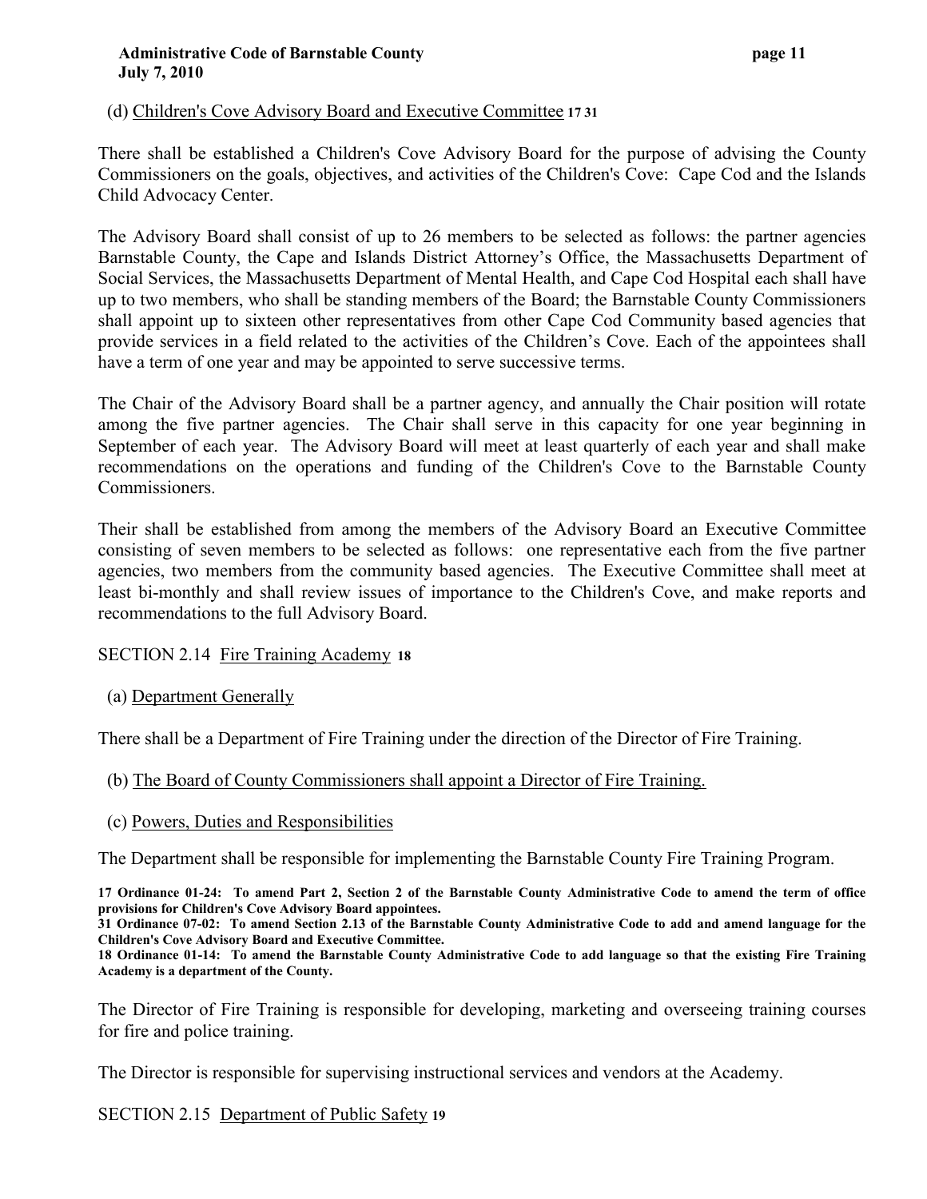(d) Children's Cove Advisory Board and Executive Committee [17] [31]

There shall be established a Children's Cove Advisory Board for the purpose of advising the County Commissioners on the goals, objectives, and activities of the Children's Cove: Cape Cod and the Islands Child Advocacy Center.

The Advisory Board shall consist of up to 26 members to be selected as follows: the partner agencies Barnstable County, the Cape and Islands District Attorney's Office, the Massachusetts Department of Social Services, the Massachusetts Department of Mental Health, and Cape Cod Hospital each shall have up to two members, who shall be standing members of the Board; the Barnstable County Commissioners shall appoint up to sixteen other representatives from other Cape Cod Community based agencies that provide services in a field related to the activities of the Children's Cove. Each of the appointees shall have a term of one year and may be appointed to serve successive terms.

The Chair of the Advisory Board shall be a partner agency, and annually the Chair position will rotate among the five partner agencies. The Chair shall serve in this capacity for one year beginning in September of each year. The Advisory Board will meet at least quarterly of each year and shall make recommendations on the operations and funding of the Children's Cove to the Barnstable County Commissioners.

Their shall be established from among the members of the Advisory Board an Executive Committee consisting of seven members to be selected as follows: one representative each from the five partner agencies, two members from the community based agencies. The Executive Committee shall meet at least bi-monthly and shall review issues of importance to the Children's Cove, and make reports and recommendations to the full Advisory Board.

SECTION 2.14 Fire Training Academy [18]

(a) Department Generally

There shall be a Department of Fire Training under the direction of the Director of Fire Training.

(b) The Board of County Commissioners shall appoint a Director of Fire Training.

(c) Powers, Duties and Responsibilities

The Department shall be responsible for implementing the Barnstable County Fire Training Program.

**17 Ordinance 01-24: To amend Part 2, Section 2 of the Barnstable County Administrative Code to amend the term of office provisions for Children's Cove Advisory Board appointees.**
**31 Ordinance 07-02: To amend Section 2.13 of the Barnstable County Administrative Code to add and amend language for the Children's Cove Advisory Board and Executive Committee.**
**18 Ordinance 01-14: To amend the Barnstable County Administrative Code to add language so that the existing Fire Training Academy is a department of the County.**

The Director of Fire Training is responsible for developing, marketing and overseeing training courses for fire and police training.

The Director is responsible for supervising instructional services and vendors at the Academy.

SECTION 2.15 Department of Public Safety [19]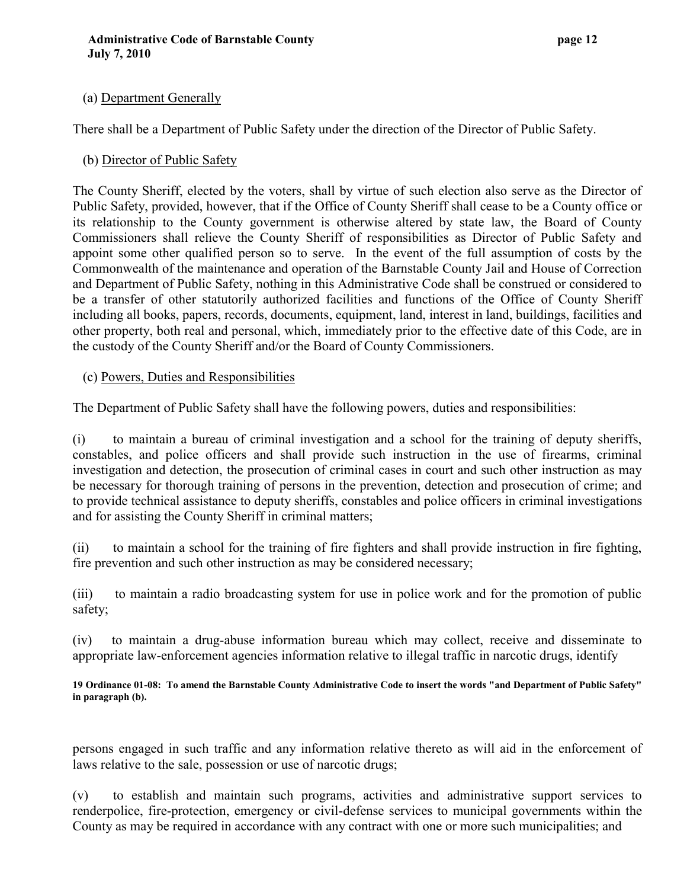(a) Department Generally

There shall be a Department of Public Safety under the direction of the Director of Public Safety.

(b) Director of Public Safety

The County Sheriff, elected by the voters, shall by virtue of such election also serve as the Director of Public Safety, provided, however, that if the Office of County Sheriff shall cease to be a County office or its relationship to the County government is otherwise altered by state law, the Board of County Commissioners shall relieve the County Sheriff of responsibilities as Director of Public Safety and appoint some other qualified person so to serve. In the event of the full assumption of costs by the Commonwealth of the maintenance and operation of the Barnstable County Jail and House of Correction and Department of Public Safety, nothing in this Administrative Code shall be construed or considered to be a transfer of other statutorily authorized facilities and functions of the Office of County Sheriff including all books, papers, records, documents, equipment, land, interest in land, buildings, facilities and other property, both real and personal, which, immediately prior to the effective date of this Code, are in the custody of the County Sheriff and/or the Board of County Commissioners.

(c) Powers, Duties and Responsibilities

The Department of Public Safety shall have the following powers, duties and responsibilities:

(i) to maintain a bureau of criminal investigation and a school for the training of deputy sheriffs, constables, and police officers and shall provide such instruction in the use of firearms, criminal investigation and detection, the prosecution of criminal cases in court and such other instruction as may be necessary for thorough training of persons in the prevention, detection and prosecution of crime; and to provide technical assistance to deputy sheriffs, constables and police officers in criminal investigations and for assisting the County Sheriff in criminal matters;

(ii) to maintain a school for the training of fire fighters and shall provide instruction in fire fighting, fire prevention and such other instruction as may be considered necessary;

(iii) to maintain a radio broadcasting system for use in police work and for the promotion of public safety;

(iv) to maintain a drug-abuse information bureau which may collect, receive and disseminate to appropriate law-enforcement agencies information relative to illegal traffic in narcotic drugs, identify persons engaged in such traffic and any information relative thereto as will aid in the enforcement of laws relative to the sale, possession or use of narcotic drugs;

(v) to establish and maintain such programs, activities and administrative support services to renderpolice, fire-protection, emergency or civil-defense services to municipal governments within the County as may be required in accordance with any contract with one or more such municipalities; and

**19 Ordinance 01-08: To amend the Barnstable County Administrative Code to insert the words "and Department of Public Safety" in paragraph (b).**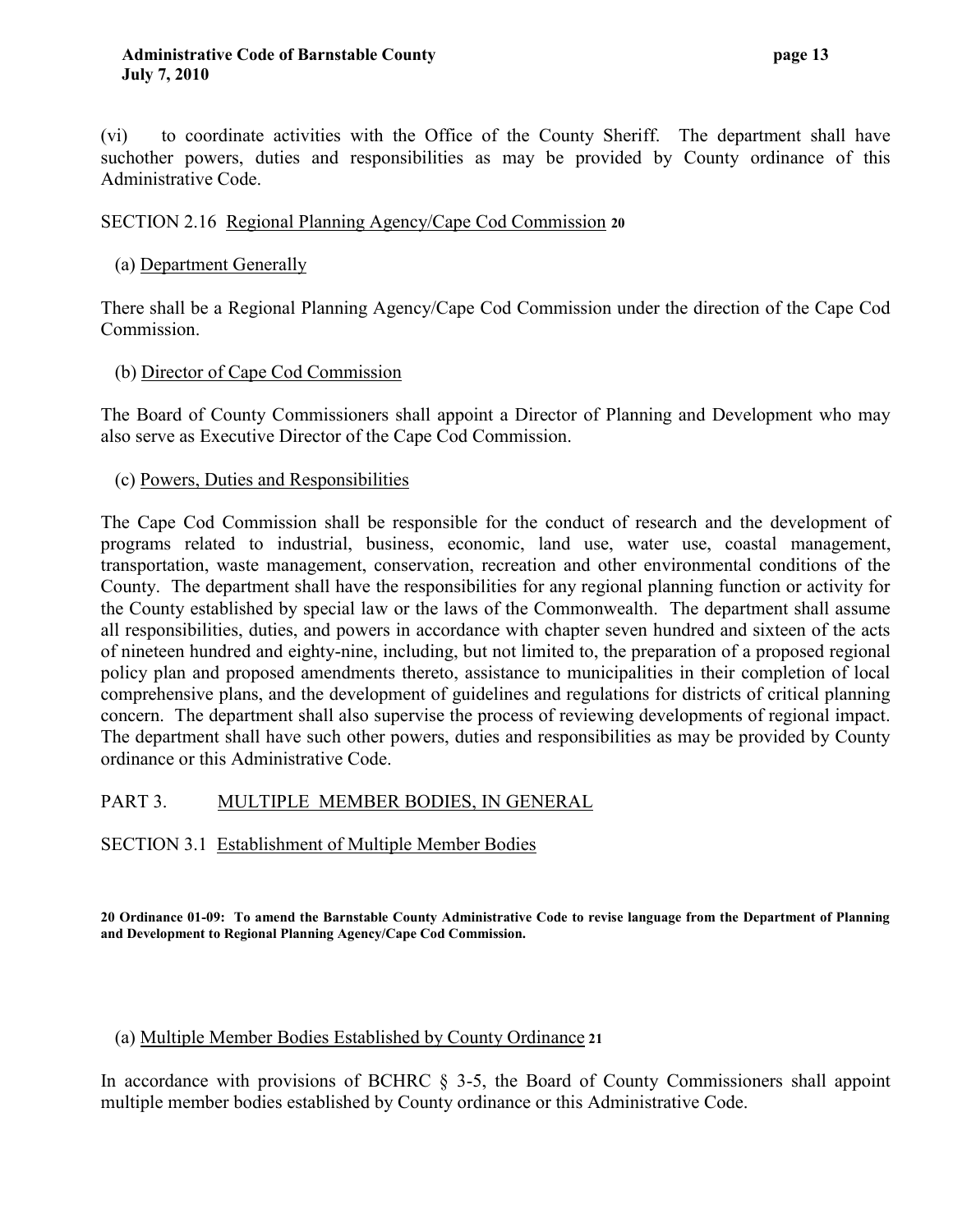(vi) to coordinate activities with the Office of the County Sheriff. The department shall have suchother powers, duties and responsibilities as may be provided by County ordinance of this Administrative Code.

SECTION 2.16 Regional Planning Agency/Cape Cod Commission [20]

(a) Department Generally

There shall be a Regional Planning Agency/Cape Cod Commission under the direction of the Cape Cod Commission.

(b) Director of Cape Cod Commission

The Board of County Commissioners shall appoint a Director of Planning and Development who may also serve as Executive Director of the Cape Cod Commission.

(c) Powers, Duties and Responsibilities

The Cape Cod Commission shall be responsible for the conduct of research and the development of programs related to industrial, business, economic, land use, water use, coastal management, transportation, waste management, conservation, recreation and other environmental conditions of the County. The department shall have the responsibilities for any regional planning function or activity for the County established by special law or the laws of the Commonwealth. The department shall assume all responsibilities, duties, and powers in accordance with chapter seven hundred and sixteen of the acts of nineteen hundred and eighty-nine, including, but not limited to, the preparation of a proposed regional policy plan and proposed amendments thereto, assistance to municipalities in their completion of local comprehensive plans, and the development of guidelines and regulations for districts of critical planning concern. The department shall also supervise the process of reviewing developments of regional impact. The department shall have such other powers, duties and responsibilities as may be provided by County ordinance or this Administrative Code.

## PART 3. MULTIPLE MEMBER BODIES, IN GENERAL

SECTION 3.1 Establishment of Multiple Member Bodies

**20 Ordinance 01-09: To amend the Barnstable County Administrative Code to revise language from the Department of Planning and Development to Regional Planning Agency/Cape Cod Commission.**

(a) Multiple Member Bodies Established by County Ordinance [21]

In accordance with provisions of BCHRC § 3-5, the Board of County Commissioners shall appoint multiple member bodies established by County ordinance or this Administrative Code.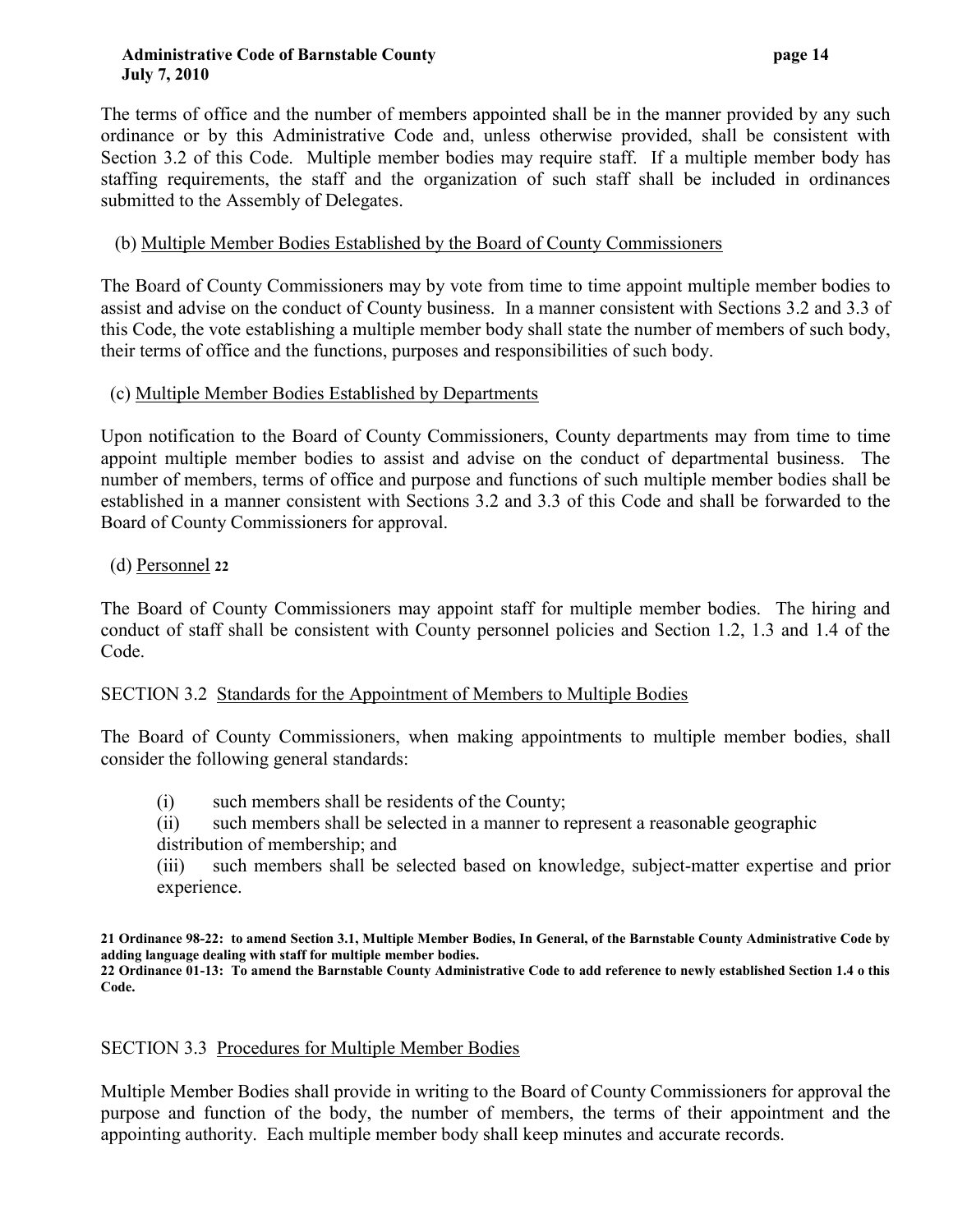The terms of office and the number of members appointed shall be in the manner provided by any such ordinance or by this Administrative Code and, unless otherwise provided, shall be consistent with Section 3.2 of this Code. Multiple member bodies may require staff. If a multiple member body has staffing requirements, the staff and the organization of such staff shall be included in ordinances submitted to the Assembly of Delegates.

(b) Multiple Member Bodies Established by the Board of County Commissioners

The Board of County Commissioners may by vote from time to time appoint multiple member bodies to assist and advise on the conduct of County business. In a manner consistent with Sections 3.2 and 3.3 of this Code, the vote establishing a multiple member body shall state the number of members of such body, their terms of office and the functions, purposes and responsibilities of such body.

(c) Multiple Member Bodies Established by Departments

Upon notification to the Board of County Commissioners, County departments may from time to time appoint multiple member bodies to assist and advise on the conduct of departmental business. The number of members, terms of office and purpose and functions of such multiple member bodies shall be established in a manner consistent with Sections 3.2 and 3.3 of this Code and shall be forwarded to the Board of County Commissioners for approval.

(d) Personnel [22]

The Board of County Commissioners may appoint staff for multiple member bodies. The hiring and conduct of staff shall be consistent with County personnel policies and Section 1.2, 1.3 and 1.4 of the Code.

SECTION 3.2 Standards for the Appointment of Members to Multiple Bodies

The Board of County Commissioners, when making appointments to multiple member bodies, shall consider the following general standards:

(i) such members shall be residents of the County;
(ii) such members shall be selected in a manner to represent a reasonable geographic distribution of membership; and
(iii) such members shall be selected based on knowledge, subject-matter expertise and prior experience.

**21 Ordinance 98-22: to amend Section 3.1, Multiple Member Bodies, In General, of the Barnstable County Administrative Code by adding language dealing with staff for multiple member bodies.**
**22 Ordinance 01-13: To amend the Barnstable County Administrative Code to add reference to newly established Section 1.4 o this Code.**

SECTION 3.3 Procedures for Multiple Member Bodies

Multiple Member Bodies shall provide in writing to the Board of County Commissioners for approval the purpose and function of the body, the number of members, the terms of their appointment and the appointing authority. Each multiple member body shall keep minutes and accurate records.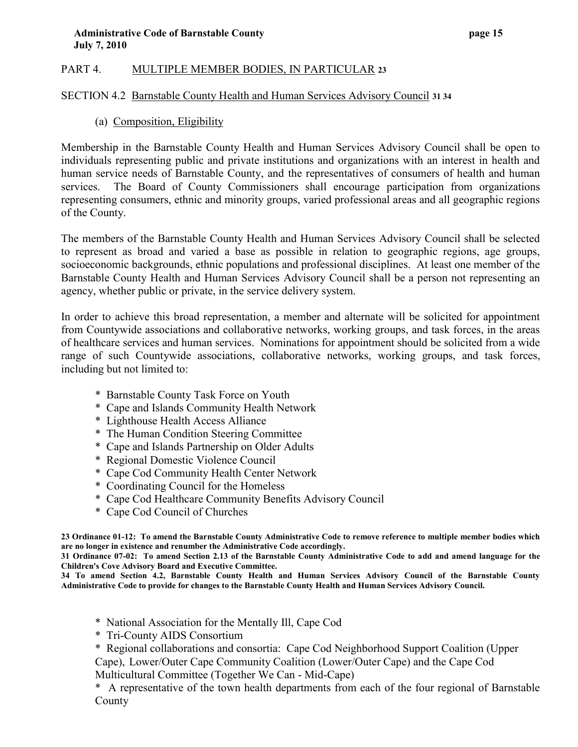## PART 4. MULTIPLE MEMBER BODIES, IN PARTICULAR [23]

### SECTION 4.2 Barnstable County Health and Human Services Advisory Council [31] [34]

(a) Composition, Eligibility

Membership in the Barnstable County Health and Human Services Advisory Council shall be open to individuals representing public and private institutions and organizations with an interest in health and human service needs of Barnstable County, and the representatives of consumers of health and human services. The Board of County Commissioners shall encourage participation from organizations representing consumers, ethnic and minority groups, varied professional areas and all geographic regions of the County.

The members of the Barnstable County Health and Human Services Advisory Council shall be selected to represent as broad and varied a base as possible in relation to geographic regions, age groups, socioeconomic backgrounds, ethnic populations and professional disciplines. At least one member of the Barnstable County Health and Human Services Advisory Council shall be a person not representing an agency, whether public or private, in the service delivery system.

In order to achieve this broad representation, a member and alternate will be solicited for appointment from Countywide associations and collaborative networks, working groups, and task forces, in the areas of healthcare services and human services. Nominations for appointment should be solicited from a wide range of such Countywide associations, collaborative networks, working groups, and task forces, including but not limited to:

* Barnstable County Task Force on Youth
* Cape and Islands Community Health Network
* Lighthouse Health Access Alliance
* The Human Condition Steering Committee
* Cape and Islands Partnership on Older Adults
* Regional Domestic Violence Council
* Cape Cod Community Health Center Network
* Coordinating Council for the Homeless
* Cape Cod Healthcare Community Benefits Advisory Council
* Cape Cod Council of Churches
* National Association for the Mentally Ill, Cape Cod
* Tri-County AIDS Consortium
* Regional collaborations and consortia: Cape Cod Neighborhood Support Coalition (Upper Cape), Lower/Outer Cape Community Coalition (Lower/Outer Cape) and the Cape Cod Multicultural Committee (Together We Can - Mid-Cape)
* A representative of the town health departments from each of the four regional of Barnstable County

**23 Ordinance 01-12: To amend the Barnstable County Administrative Code to remove reference to multiple member bodies which are no longer in existence and renumber the Administrative Code accordingly.**

**31 Ordinance 07-02: To amend Section 2.13 of the Barnstable County Administrative Code to add and amend language for the Children's Cove Advisory Board and Executive Committee.**

**34 To amend Section 4.2, Barnstable County Health and Human Services Advisory Council of the Barnstable County Administrative Code to provide for changes to the Barnstable County Health and Human Services Advisory Council.**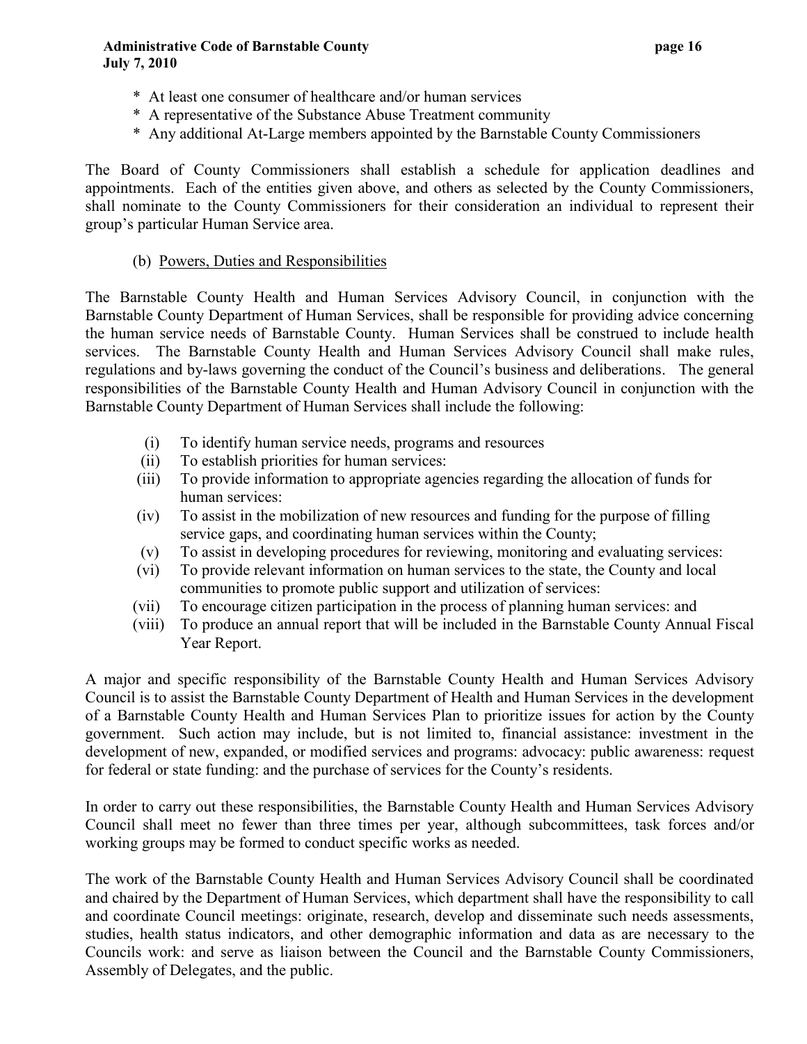* At least one consumer of healthcare and/or human services
* A representative of the Substance Abuse Treatment community
* Any additional At-Large members appointed by the Barnstable County Commissioners

The Board of County Commissioners shall establish a schedule for application deadlines and appointments. Each of the entities given above, and others as selected by the County Commissioners, shall nominate to the County Commissioners for their consideration an individual to represent their group's particular Human Service area.

(b) Powers, Duties and Responsibilities

The Barnstable County Health and Human Services Advisory Council, in conjunction with the Barnstable County Department of Human Services, shall be responsible for providing advice concerning the human service needs of Barnstable County. Human Services shall be construed to include health services. The Barnstable County Health and Human Services Advisory Council shall make rules, regulations and by-laws governing the conduct of the Council's business and deliberations. The general responsibilities of the Barnstable County Health and Human Advisory Council in conjunction with the Barnstable County Department of Human Services shall include the following:

(i) To identify human service needs, programs and resources
(ii) To establish priorities for human services:
(iii) To provide information to appropriate agencies regarding the allocation of funds for human services:
(iv) To assist in the mobilization of new resources and funding for the purpose of filling service gaps, and coordinating human services within the County;
(v) To assist in developing procedures for reviewing, monitoring and evaluating services:
(vi) To provide relevant information on human services to the state, the County and local communities to promote public support and utilization of services:
(vii) To encourage citizen participation in the process of planning human services: and
(viii) To produce an annual report that will be included in the Barnstable County Annual Fiscal Year Report.

A major and specific responsibility of the Barnstable County Health and Human Services Advisory Council is to assist the Barnstable County Department of Health and Human Services in the development of a Barnstable County Health and Human Services Plan to prioritize issues for action by the County government. Such action may include, but is not limited to, financial assistance: investment in the development of new, expanded, or modified services and programs: advocacy: public awareness: request for federal or state funding: and the purchase of services for the County's residents.

In order to carry out these responsibilities, the Barnstable County Health and Human Services Advisory Council shall meet no fewer than three times per year, although subcommittees, task forces and/or working groups may be formed to conduct specific works as needed.

The work of the Barnstable County Health and Human Services Advisory Council shall be coordinated and chaired by the Department of Human Services, which department shall have the responsibility to call and coordinate Council meetings: originate, research, develop and disseminate such needs assessments, studies, health status indicators, and other demographic information and data as are necessary to the Councils work: and serve as liaison between the Council and the Barnstable County Commissioners, Assembly of Delegates, and the public.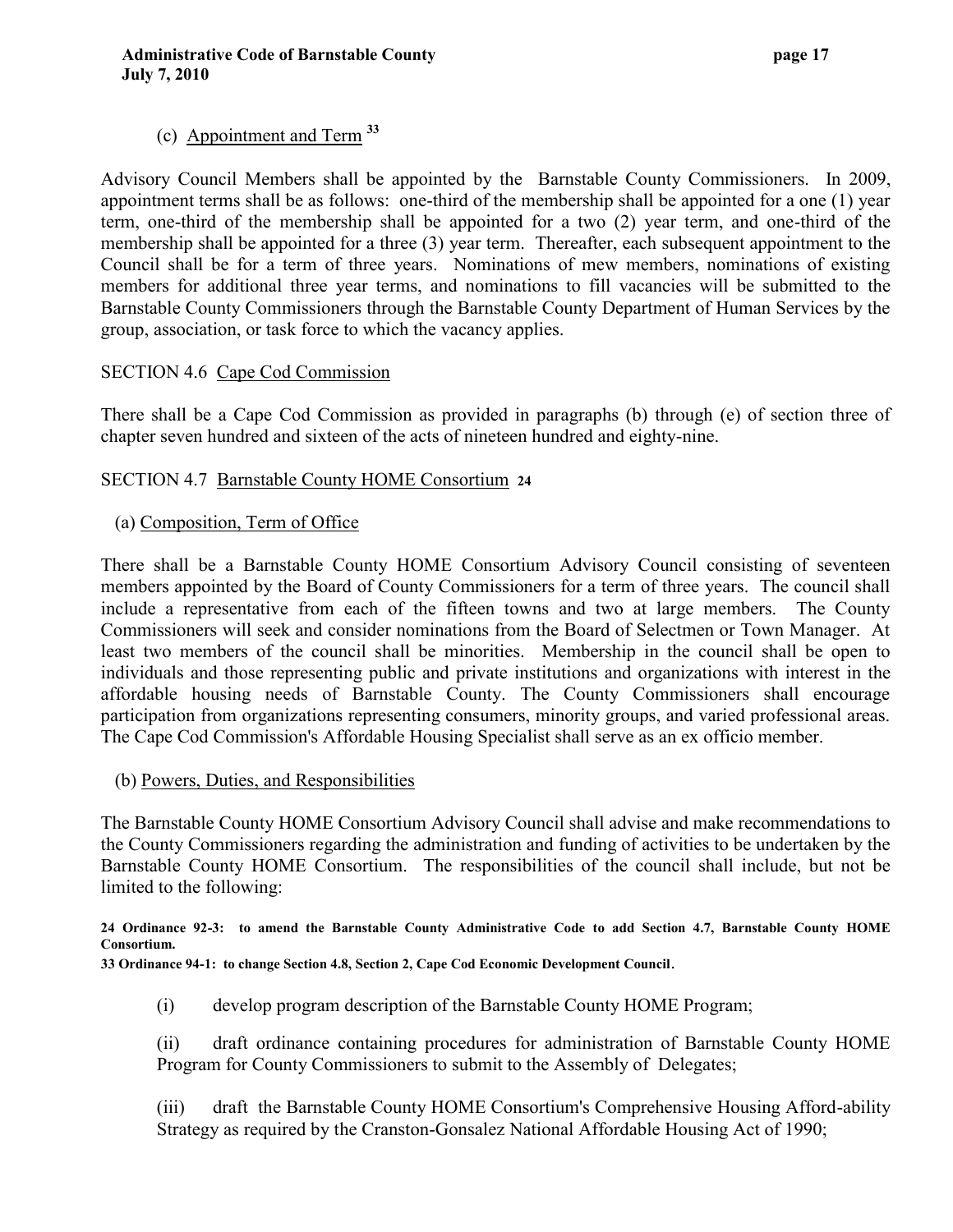(c) Appointment and Term [33]

Advisory Council Members shall be appointed by the Barnstable County Commissioners. In 2009, appointment terms shall be as follows: one-third of the membership shall be appointed for a one (1) year term, one-third of the membership shall be appointed for a two (2) year term, and one-third of the membership shall be appointed for a three (3) year term. Thereafter, each subsequent appointment to the Council shall be for a term of three years. Nominations of mew members, nominations of existing members for additional three year terms, and nominations to fill vacancies will be submitted to the Barnstable County Commissioners through the Barnstable County Department of Human Services by the group, association, or task force to which the vacancy applies.

SECTION 4.6 Cape Cod Commission

There shall be a Cape Cod Commission as provided in paragraphs (b) through (e) of section three of chapter seven hundred and sixteen of the acts of nineteen hundred and eighty-nine.

SECTION 4.7 Barnstable County HOME Consortium [24]

(a) Composition, Term of Office

There shall be a Barnstable County HOME Consortium Advisory Council consisting of seventeen members appointed by the Board of County Commissioners for a term of three years. The council shall include a representative from each of the fifteen towns and two at large members. The County Commissioners will seek and consider nominations from the Board of Selectmen or Town Manager. At least two members of the council shall be minorities. Membership in the council shall be open to individuals and those representing public and private institutions and organizations with interest in the affordable housing needs of Barnstable County. The County Commissioners shall encourage participation from organizations representing consumers, minority groups, and varied professional areas. The Cape Cod Commission's Affordable Housing Specialist shall serve as an ex officio member.

(b) Powers, Duties, and Responsibilities

The Barnstable County HOME Consortium Advisory Council shall advise and make recommendations to the County Commissioners regarding the administration and funding of activities to be undertaken by the Barnstable County HOME Consortium. The responsibilities of the council shall include, but not be limited to the following:

**24 Ordinance 92-3: to amend the Barnstable County Administrative Code to add Section 4.7, Barnstable County HOME Consortium.**
**33 Ordinance 94-1: to change Section 4.8, Section 2, Cape Cod Economic Development Council.**

(i) develop program description of the Barnstable County HOME Program;

(ii) draft ordinance containing procedures for administration of Barnstable County HOME Program for County Commissioners to submit to the Assembly of Delegates;

(iii) draft the Barnstable County HOME Consortium's Comprehensive Housing Afford-ability Strategy as required by the Cranston-Gonsalez National Affordable Housing Act of 1990;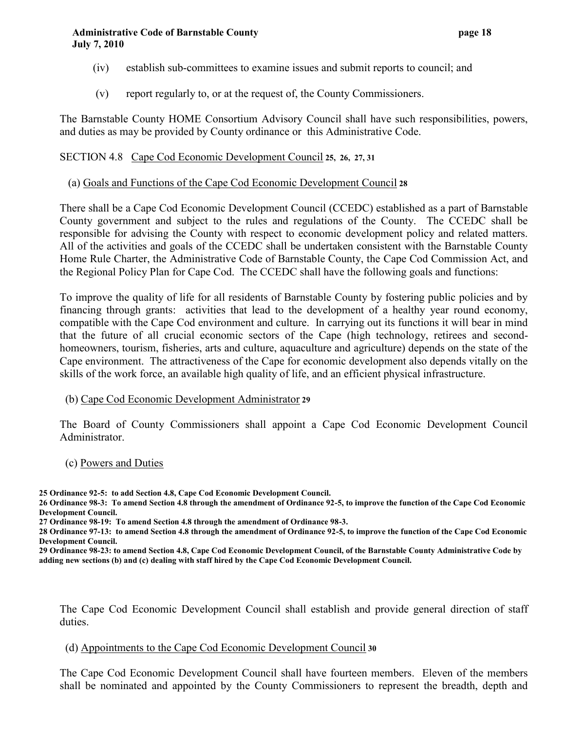(iv) establish sub-committees to examine issues and submit reports to council; and

(v) report regularly to, or at the request of, the County Commissioners.

The Barnstable County HOME Consortium Advisory Council shall have such responsibilities, powers, and duties as may be provided by County ordinance or this Administrative Code.

SECTION 4.8 <u>Cape Cod Economic Development Council</u> **25, 26, 27, 31**

(a) <u>Goals and Functions of the Cape Cod Economic Development Council</u> **28**

There shall be a Cape Cod Economic Development Council (CCEDC) established as a part of Barnstable County government and subject to the rules and regulations of the County. The CCEDC shall be responsible for advising the County with respect to economic development policy and related matters. All of the activities and goals of the CCEDC shall be undertaken consistent with the Barnstable County Home Rule Charter, the Administrative Code of Barnstable County, the Cape Cod Commission Act, and the Regional Policy Plan for Cape Cod. The CCEDC shall have the following goals and functions:

To improve the quality of life for all residents of Barnstable County by fostering public policies and by financing through grants: activities that lead to the development of a healthy year round economy, compatible with the Cape Cod environment and culture. In carrying out its functions it will bear in mind that the future of all crucial economic sectors of the Cape (high technology, retirees and second-homeowners, tourism, fisheries, arts and culture, aquaculture and agriculture) depends on the state of the Cape environment. The attractiveness of the Cape for economic development also depends vitally on the skills of the work force, an available high quality of life, and an efficient physical infrastructure.

(b) <u>Cape Cod Economic Development Administrator</u> **29**

The Board of County Commissioners shall appoint a Cape Cod Economic Development Council Administrator.

(c) <u>Powers and Duties</u>

**25 Ordinance 92-5: to add Section 4.8, Cape Cod Economic Development Council.**
**26 Ordinance 98-3: To amend Section 4.8 through the amendment of Ordinance 92-5, to improve the function of the Cape Cod Economic Development Council.**
**27 Ordinance 98-19: To amend Section 4.8 through the amendment of Ordinance 98-3.**
**28 Ordinance 97-13: to amend Section 4.8 through the amendment of Ordinance 92-5, to improve the function of the Cape Cod Economic Development Council.**
**29 Ordinance 98-23: to amend Section 4.8, Cape Cod Economic Development Council, of the Barnstable County Administrative Code by adding new sections (b) and (c) dealing with staff hired by the Cape Cod Economic Development Council.**

The Cape Cod Economic Development Council shall establish and provide general direction of staff duties.

(d) <u>Appointments to the Cape Cod Economic Development Council</u> **30**

The Cape Cod Economic Development Council shall have fourteen members. Eleven of the members shall be nominated and appointed by the County Commissioners to represent the breadth, depth and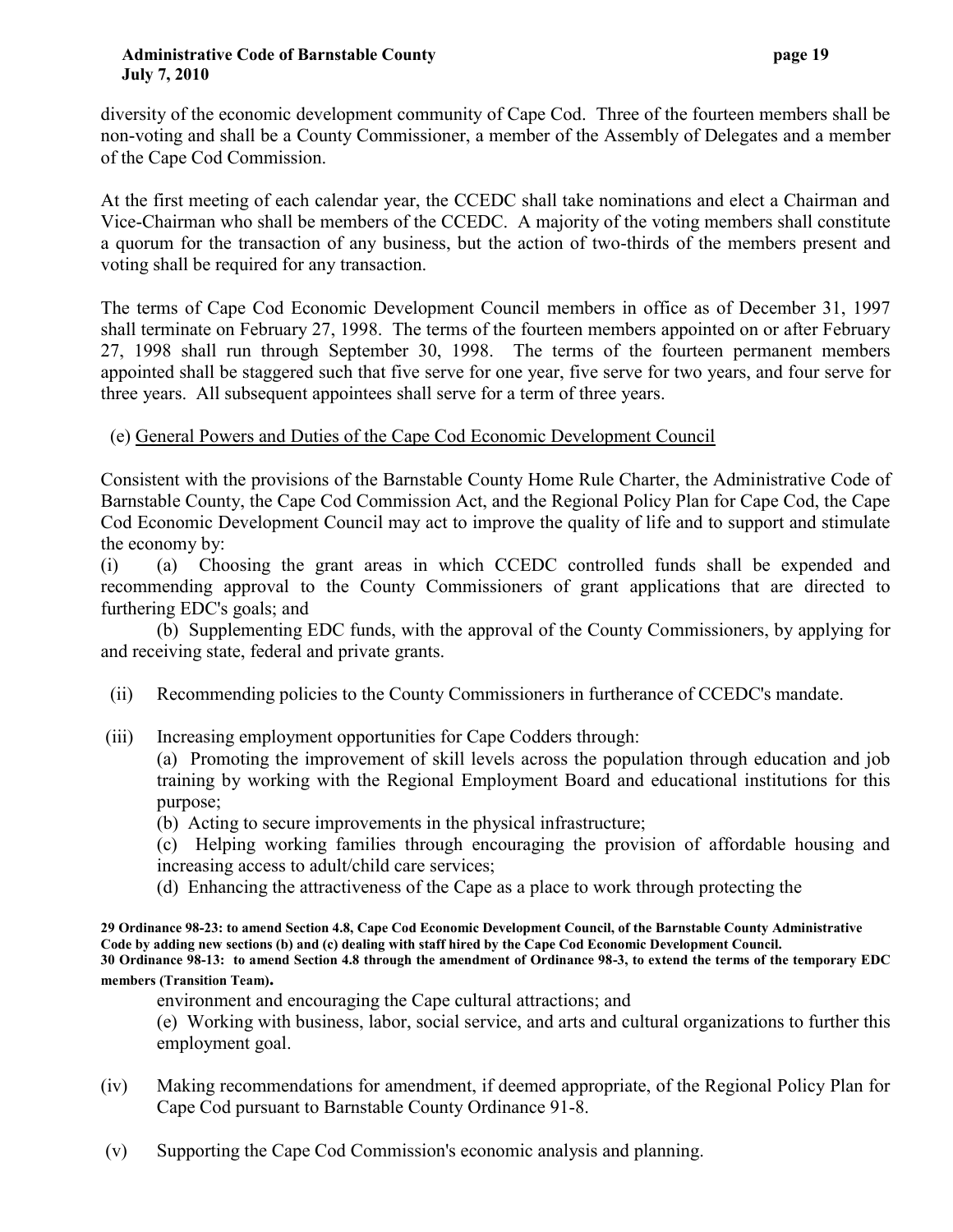diversity of the economic development community of Cape Cod. Three of the fourteen members shall be non-voting and shall be a County Commissioner, a member of the Assembly of Delegates and a member of the Cape Cod Commission.

At the first meeting of each calendar year, the CCEDC shall take nominations and elect a Chairman and Vice-Chairman who shall be members of the CCEDC. A majority of the voting members shall constitute a quorum for the transaction of any business, but the action of two-thirds of the members present and voting shall be required for any transaction.

The terms of Cape Cod Economic Development Council members in office as of December 31, 1997 shall terminate on February 27, 1998. The terms of the fourteen members appointed on or after February 27, 1998 shall run through September 30, 1998. The terms of the fourteen permanent members appointed shall be staggered such that five serve for one year, five serve for two years, and four serve for three years. All subsequent appointees shall serve for a term of three years.

(e) General Powers and Duties of the Cape Cod Economic Development Council

Consistent with the provisions of the Barnstable County Home Rule Charter, the Administrative Code of Barnstable County, the Cape Cod Commission Act, and the Regional Policy Plan for Cape Cod, the Cape Cod Economic Development Council may act to improve the quality of life and to support and stimulate the economy by:

(i) (a) Choosing the grant areas in which CCEDC controlled funds shall be expended and recommending approval to the County Commissioners of grant applications that are directed to furthering EDC's goals; and

(b) Supplementing EDC funds, with the approval of the County Commissioners, by applying for and receiving state, federal and private grants.

(ii) Recommending policies to the County Commissioners in furtherance of CCEDC's mandate.

(iii) Increasing employment opportunities for Cape Codders through:

(a) Promoting the improvement of skill levels across the population through education and job training by working with the Regional Employment Board and educational institutions for this purpose;

(b) Acting to secure improvements in the physical infrastructure;

(c) Helping working families through encouraging the provision of affordable housing and increasing access to adult/child care services;

(d) Enhancing the attractiveness of the Cape as a place to work through protecting the environment and encouraging the Cape cultural attractions; and

(e) Working with business, labor, social service, and arts and cultural organizations to further this employment goal.

(iv) Making recommendations for amendment, if deemed appropriate, of the Regional Policy Plan for Cape Cod pursuant to Barnstable County Ordinance 91-8.

(v) Supporting the Cape Cod Commission's economic analysis and planning.

**29 Ordinance 98-23: to amend Section 4.8, Cape Cod Economic Development Council, of the Barnstable County Administrative Code by adding new sections (b) and (c) dealing with staff hired by the Cape Cod Economic Development Council.**

**30 Ordinance 98-13: to amend Section 4.8 through the amendment of Ordinance 98-3, to extend the terms of the temporary EDC members (Transition Team).**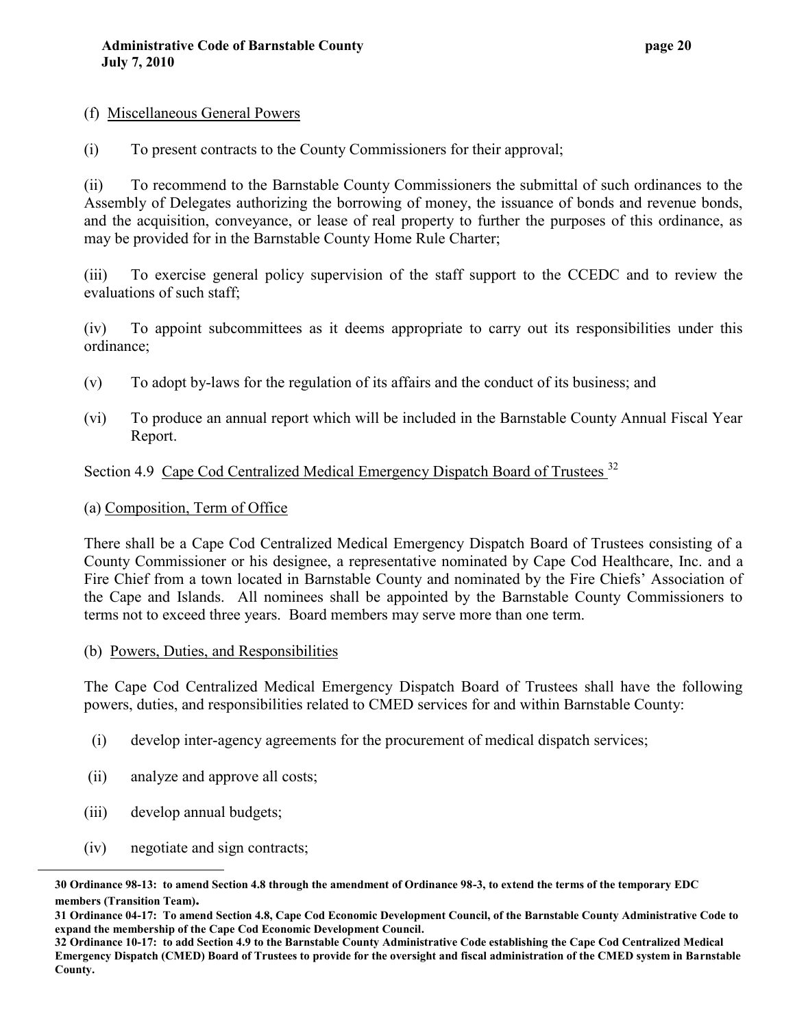(f) Miscellaneous General Powers

(i) To present contracts to the County Commissioners for their approval;

(ii) To recommend to the Barnstable County Commissioners the submittal of such ordinances to the Assembly of Delegates authorizing the borrowing of money, the issuance of bonds and revenue bonds, and the acquisition, conveyance, or lease of real property to further the purposes of this ordinance, as may be provided for in the Barnstable County Home Rule Charter;

(iii) To exercise general policy supervision of the staff support to the CCEDC and to review the evaluations of such staff;

(iv) To appoint subcommittees as it deems appropriate to carry out its responsibilities under this ordinance;

(v) To adopt by-laws for the regulation of its affairs and the conduct of its business; and

(vi) To produce an annual report which will be included in the Barnstable County Annual Fiscal Year Report.

Section 4.9 Cape Cod Centralized Medical Emergency Dispatch Board of Trustees [32]

(a) Composition, Term of Office

There shall be a Cape Cod Centralized Medical Emergency Dispatch Board of Trustees consisting of a County Commissioner or his designee, a representative nominated by Cape Cod Healthcare, Inc. and a Fire Chief from a town located in Barnstable County and nominated by the Fire Chiefs' Association of the Cape and Islands. All nominees shall be appointed by the Barnstable County Commissioners to terms not to exceed three years. Board members may serve more than one term.

(b) Powers, Duties, and Responsibilities

The Cape Cod Centralized Medical Emergency Dispatch Board of Trustees shall have the following powers, duties, and responsibilities related to CMED services for and within Barnstable County:

(i) develop inter-agency agreements for the procurement of medical dispatch services;

(ii) analyze and approve all costs;

(iii) develop annual budgets;

(iv) negotiate and sign contracts;

---

**30 Ordinance 98-13: to amend Section 4.8 through the amendment of Ordinance 98-3, to extend the terms of the temporary EDC members (Transition Team).**

**31 Ordinance 04-17: To amend Section 4.8, Cape Cod Economic Development Council, of the Barnstable County Administrative Code to expand the membership of the Cape Cod Economic Development Council.**

**32 Ordinance 10-17: to add Section 4.9 to the Barnstable County Administrative Code establishing the Cape Cod Centralized Medical Emergency Dispatch (CMED) Board of Trustees to provide for the oversight and fiscal administration of the CMED system in Barnstable County.**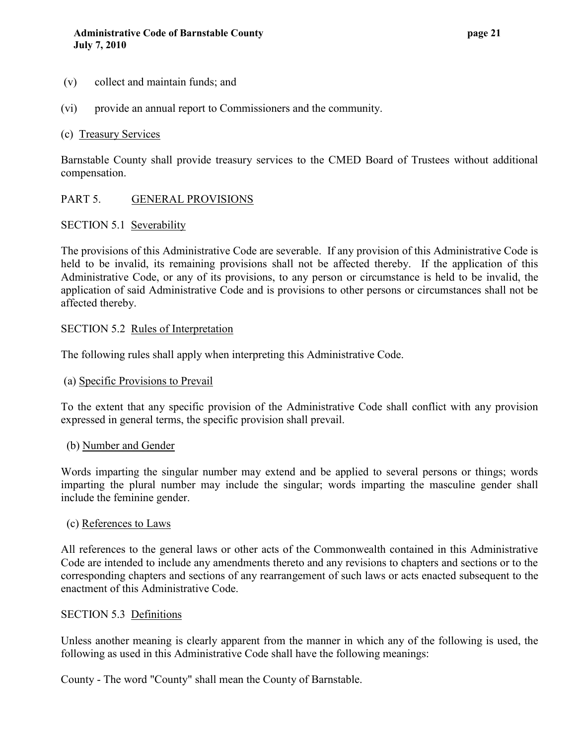(v) collect and maintain funds; and

(vi) provide an annual report to Commissioners and the community.

(c) Treasury Services

Barnstable County shall provide treasury services to the CMED Board of Trustees without additional compensation.

## PART 5. GENERAL PROVISIONS

### SECTION 5.1 Severability

The provisions of this Administrative Code are severable. If any provision of this Administrative Code is held to be invalid, its remaining provisions shall not be affected thereby. If the application of this Administrative Code, or any of its provisions, to any person or circumstance is held to be invalid, the application of said Administrative Code and is provisions to other persons or circumstances shall not be affected thereby.

### SECTION 5.2 Rules of Interpretation

The following rules shall apply when interpreting this Administrative Code.

(a) Specific Provisions to Prevail

To the extent that any specific provision of the Administrative Code shall conflict with any provision expressed in general terms, the specific provision shall prevail.

(b) Number and Gender

Words imparting the singular number may extend and be applied to several persons or things; words imparting the plural number may include the singular; words imparting the masculine gender shall include the feminine gender.

(c) References to Laws

All references to the general laws or other acts of the Commonwealth contained in this Administrative Code are intended to include any amendments thereto and any revisions to chapters and sections or to the corresponding chapters and sections of any rearrangement of such laws or acts enacted subsequent to the enactment of this Administrative Code.

### SECTION 5.3 Definitions

Unless another meaning is clearly apparent from the manner in which any of the following is used, the following as used in this Administrative Code shall have the following meanings:

County - The word "County" shall mean the County of Barnstable.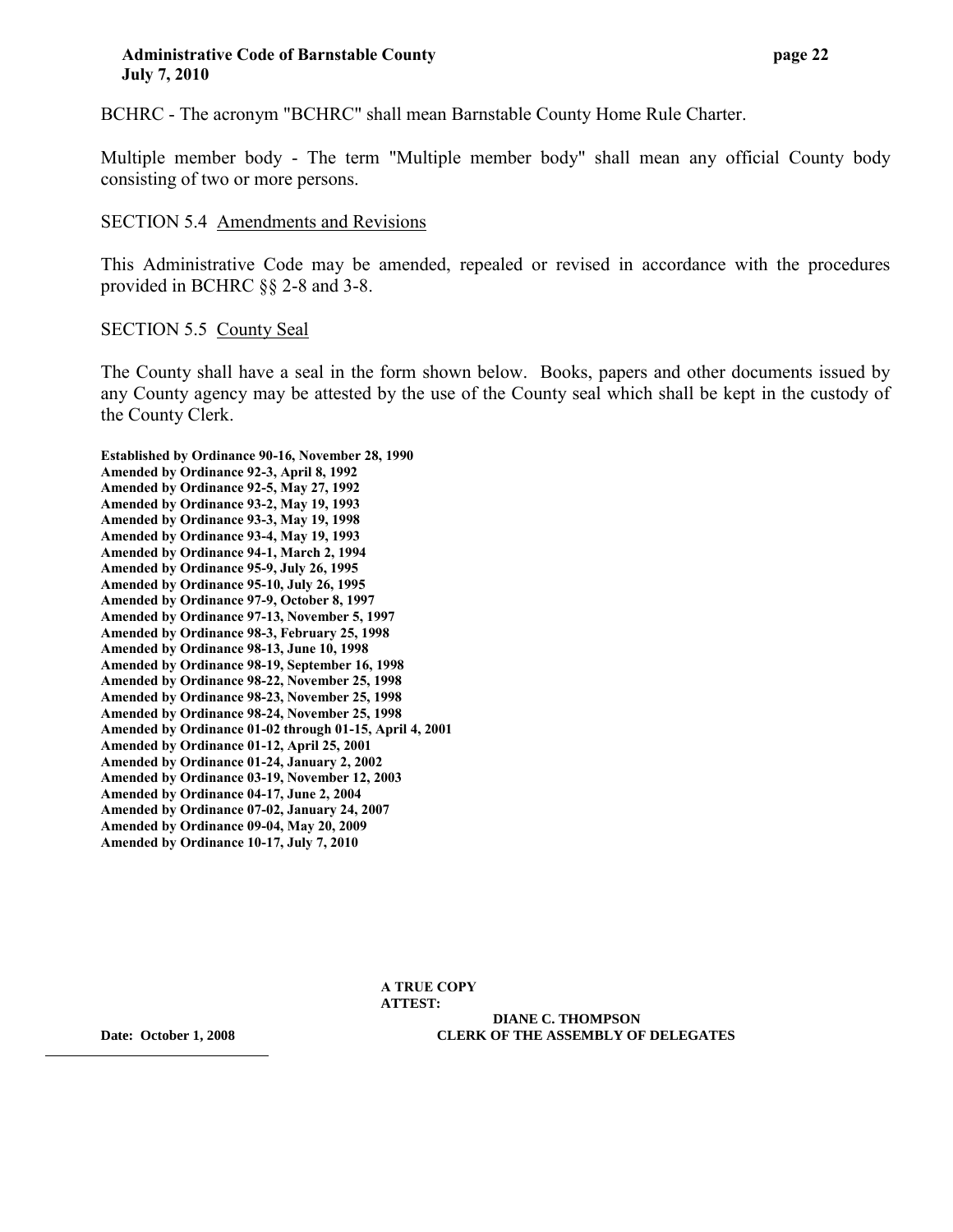BCHRC - The acronym "BCHRC" shall mean Barnstable County Home Rule Charter.

Multiple member body - The term "Multiple member body" shall mean any official County body consisting of two or more persons.

SECTION 5.4 Amendments and Revisions

This Administrative Code may be amended, repealed or revised in accordance with the procedures provided in BCHRC §§ 2-8 and 3-8.

SECTION 5.5 County Seal

The County shall have a seal in the form shown below. Books, papers and other documents issued by any County agency may be attested by the use of the County seal which shall be kept in the custody of the County Clerk.

**Established by Ordinance 90-16, November 28, 1990**
**Amended by Ordinance 92-3, April 8, 1992**
**Amended by Ordinance 92-5, May 27, 1992**
**Amended by Ordinance 93-2, May 19, 1993**
**Amended by Ordinance 93-3, May 19, 1998**
**Amended by Ordinance 93-4, May 19, 1993**
**Amended by Ordinance 94-1, March 2, 1994**
**Amended by Ordinance 95-9, July 26, 1995**
**Amended by Ordinance 95-10, July 26, 1995**
**Amended by Ordinance 97-9, October 8, 1997**
**Amended by Ordinance 97-13, November 5, 1997**
**Amended by Ordinance 98-3, February 25, 1998**
**Amended by Ordinance 98-13, June 10, 1998**
**Amended by Ordinance 98-19, September 16, 1998**
**Amended by Ordinance 98-22, November 25, 1998**
**Amended by Ordinance 98-23, November 25, 1998**
**Amended by Ordinance 98-24, November 25, 1998**
**Amended by Ordinance 01-02 through 01-15, April 4, 2001**
**Amended by Ordinance 01-12, April 25, 2001**
**Amended by Ordinance 01-24, January 2, 2002**
**Amended by Ordinance 03-19, November 12, 2003**
**Amended by Ordinance 04-17, June 2, 2004**
**Amended by Ordinance 07-02, January 24, 2007**
**Amended by Ordinance 09-04, May 20, 2009**
**Amended by Ordinance 10-17, July 7, 2010**

**A TRUE COPY**
**ATTEST:**

**DIANE C. THOMPSON**
**CLERK OF THE ASSEMBLY OF DELEGATES**

**Date: October 1, 2008**